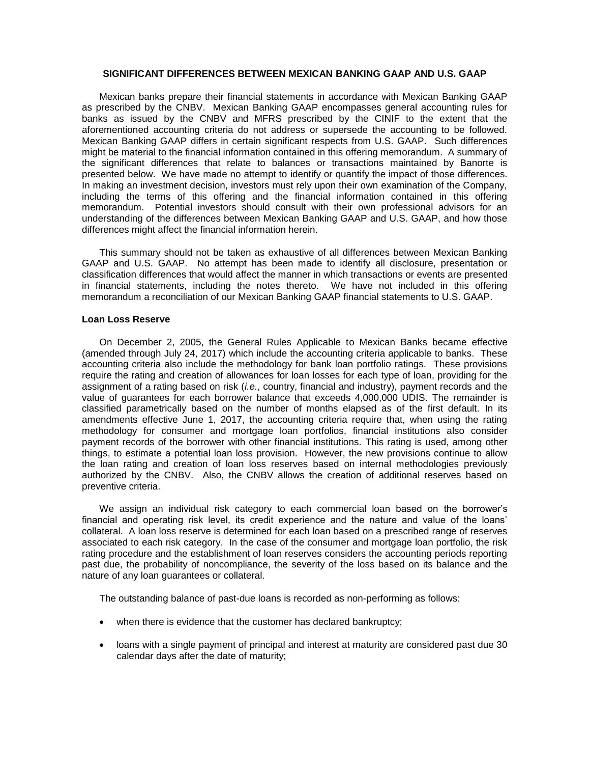## SIGNIFICANT DIFFERENCES BETWEEN MEXICAN BANKING GAAP AND U.S. GAAP

Mexican banks prepare their financial statements in accordance with Mexican Banking GAAP as prescribed by the CNBV. Mexican Banking GAAP encompasses general accounting rules for banks as issued by the CNBV and MFRS prescribed by the CINIF to the extent that the aforementioned accounting criteria do not address or supersede the accounting to be followed. Mexican Banking GAAP differs in certain significant respects from U.S. GAAP. Such differences might be material to the financial information contained in this offering memorandum. A summary of the significant differences that relate to balances or transactions maintained by Banorte is presented below. We have made no attempt to identify or quantify the impact of those differences. In making an investment decision, investors must rely upon their own examination of the Company, including the terms of this offering and the financial information contained in this offering memorandum. Potential investors should consult with their own professional advisors for an understanding of the differences between Mexican Banking GAAP and U.S. GAAP, and how those differences might affect the financial information herein.

This summary should not be taken as exhaustive of all differences between Mexican Banking GAAP and U.S. GAAP. No attempt has been made to identify all disclosure, presentation or classification differences that would affect the manner in which transactions or events are presented in financial statements, including the notes thereto. We have not included in this offering memorandum a reconciliation of our Mexican Banking GAAP financial statements to U.S. GAAP.

### Loan Loss Reserve

On December 2, 2005, the General Rules Applicable to Mexican Banks became effective (amended through July 24, 2017) which include the accounting criteria applicable to banks. These accounting criteria also include the methodology for bank loan portfolio ratings. These provisions require the rating and creation of allowances for loan losses for each type of loan, providing for the assignment of a rating based on risk (*i.e.*, country, financial and industry), payment records and the value of guarantees for each borrower balance that exceeds 4,000,000 UDIS. The remainder is classified parametrically based on the number of months elapsed as of the first default. In its amendments effective June 1, 2017, the accounting criteria require that, when using the rating methodology for consumer and mortgage loan portfolios, financial institutions also consider payment records of the borrower with other financial institutions. This rating is used, among other things, to estimate a potential loan loss provision. However, the new provisions continue to allow the loan rating and creation of loan loss reserves based on internal methodologies previously authorized by the CNBV. Also, the CNBV allows the creation of additional reserves based on preventive criteria.

We assign an individual risk category to each commercial loan based on the borrower's financial and operating risk level, its credit experience and the nature and value of the loans' collateral. A loan loss reserve is determined for each loan based on a prescribed range of reserves associated to each risk category. In the case of the consumer and mortgage loan portfolio, the risk rating procedure and the establishment of loan reserves considers the accounting periods reporting past due, the probability of noncompliance, the severity of the loss based on its balance and the nature of any loan guarantees or collateral.

The outstanding balance of past-due loans is recorded as non-performing as follows:

- when there is evidence that the customer has declared bankruptcy;
- loans with a single payment of principal and interest at maturity are considered past due 30 calendar days after the date of maturity;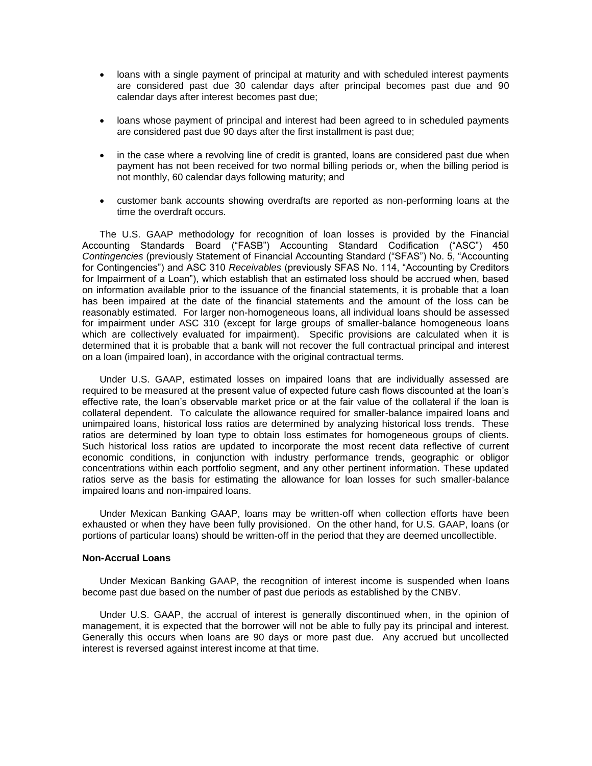- loans with a single payment of principal at maturity and with scheduled interest payments are considered past due 30 calendar days after principal becomes past due and 90 calendar days after interest becomes past due;

- loans whose payment of principal and interest had been agreed to in scheduled payments are considered past due 90 days after the first installment is past due;

- in the case where a revolving line of credit is granted, loans are considered past due when payment has not been received for two normal billing periods or, when the billing period is not monthly, 60 calendar days following maturity; and

- customer bank accounts showing overdrafts are reported as non-performing loans at the time the overdraft occurs.

The U.S. GAAP methodology for recognition of loan losses is provided by the Financial Accounting Standards Board ("FASB") Accounting Standard Codification ("ASC") 450 *Contingencies* (previously Statement of Financial Accounting Standard ("SFAS") No. 5, "Accounting for Contingencies") and ASC 310 *Receivables* (previously SFAS No. 114, "Accounting by Creditors for Impairment of a Loan"), which establish that an estimated loss should be accrued when, based on information available prior to the issuance of the financial statements, it is probable that a loan has been impaired at the date of the financial statements and the amount of the loss can be reasonably estimated. For larger non-homogeneous loans, all individual loans should be assessed for impairment under ASC 310 (except for large groups of smaller-balance homogeneous loans which are collectively evaluated for impairment). Specific provisions are calculated when it is determined that it is probable that a bank will not recover the full contractual principal and interest on a loan (impaired loan), in accordance with the original contractual terms.

Under U.S. GAAP, estimated losses on impaired loans that are individually assessed are required to be measured at the present value of expected future cash flows discounted at the loan's effective rate, the loan's observable market price or at the fair value of the collateral if the loan is collateral dependent. To calculate the allowance required for smaller-balance impaired loans and unimpaired loans, historical loss ratios are determined by analyzing historical loss trends. These ratios are determined by loan type to obtain loss estimates for homogeneous groups of clients. Such historical loss ratios are updated to incorporate the most recent data reflective of current economic conditions, in conjunction with industry performance trends, geographic or obligor concentrations within each portfolio segment, and any other pertinent information. These updated ratios serve as the basis for estimating the allowance for loan losses for such smaller-balance impaired loans and non-impaired loans.

Under Mexican Banking GAAP, loans may be written-off when collection efforts have been exhausted or when they have been fully provisioned. On the other hand, for U.S. GAAP, loans (or portions of particular loans) should be written-off in the period that they are deemed uncollectible.

**Non-Accrual Loans**

Under Mexican Banking GAAP, the recognition of interest income is suspended when loans become past due based on the number of past due periods as established by the CNBV.

Under U.S. GAAP, the accrual of interest is generally discontinued when, in the opinion of management, it is expected that the borrower will not be able to fully pay its principal and interest. Generally this occurs when loans are 90 days or more past due. Any accrued but uncollected interest is reversed against interest income at that time.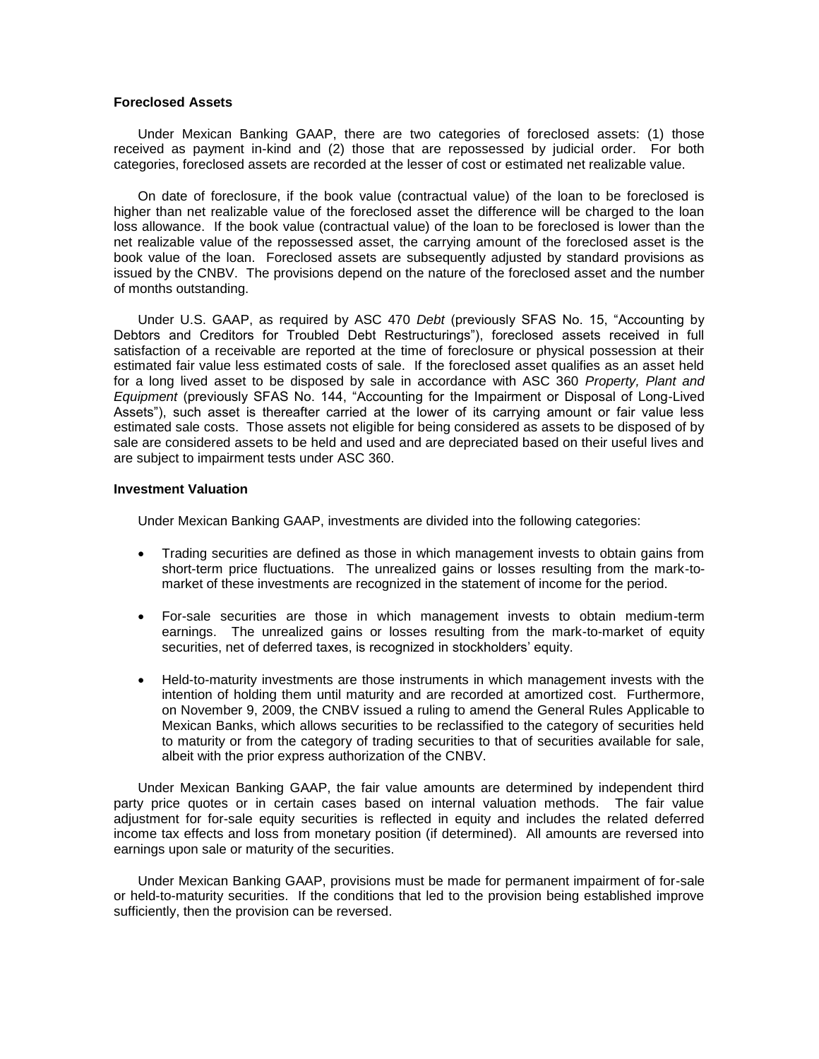**Foreclosed Assets**

Under Mexican Banking GAAP, there are two categories of foreclosed assets: (1) those received as payment in-kind and (2) those that are repossessed by judicial order. For both categories, foreclosed assets are recorded at the lesser of cost or estimated net realizable value.

On date of foreclosure, if the book value (contractual value) of the loan to be foreclosed is higher than net realizable value of the foreclosed asset the difference will be charged to the loan loss allowance. If the book value (contractual value) of the loan to be foreclosed is lower than the net realizable value of the repossessed asset, the carrying amount of the foreclosed asset is the book value of the loan. Foreclosed assets are subsequently adjusted by standard provisions as issued by the CNBV. The provisions depend on the nature of the foreclosed asset and the number of months outstanding.

Under U.S. GAAP, as required by ASC 470 *Debt* (previously SFAS No. 15, "Accounting by Debtors and Creditors for Troubled Debt Restructurings"), foreclosed assets received in full satisfaction of a receivable are reported at the time of foreclosure or physical possession at their estimated fair value less estimated costs of sale. If the foreclosed asset qualifies as an asset held for a long lived asset to be disposed by sale in accordance with ASC 360 *Property, Plant and Equipment* (previously SFAS No. 144, "Accounting for the Impairment or Disposal of Long-Lived Assets"), such asset is thereafter carried at the lower of its carrying amount or fair value less estimated sale costs. Those assets not eligible for being considered as assets to be disposed of by sale are considered assets to be held and used and are depreciated based on their useful lives and are subject to impairment tests under ASC 360.

**Investment Valuation**

Under Mexican Banking GAAP, investments are divided into the following categories:

- Trading securities are defined as those in which management invests to obtain gains from short-term price fluctuations. The unrealized gains or losses resulting from the mark-to-market of these investments are recognized in the statement of income for the period.
- For-sale securities are those in which management invests to obtain medium-term earnings. The unrealized gains or losses resulting from the mark-to-market of equity securities, net of deferred taxes, is recognized in stockholders' equity.
- Held-to-maturity investments are those instruments in which management invests with the intention of holding them until maturity and are recorded at amortized cost. Furthermore, on November 9, 2009, the CNBV issued a ruling to amend the General Rules Applicable to Mexican Banks, which allows securities to be reclassified to the category of securities held to maturity or from the category of trading securities to that of securities available for sale, albeit with the prior express authorization of the CNBV.

Under Mexican Banking GAAP, the fair value amounts are determined by independent third party price quotes or in certain cases based on internal valuation methods. The fair value adjustment for for-sale equity securities is reflected in equity and includes the related deferred income tax effects and loss from monetary position (if determined). All amounts are reversed into earnings upon sale or maturity of the securities.

Under Mexican Banking GAAP, provisions must be made for permanent impairment of for-sale or held-to-maturity securities. If the conditions that led to the provision being established improve sufficiently, then the provision can be reversed.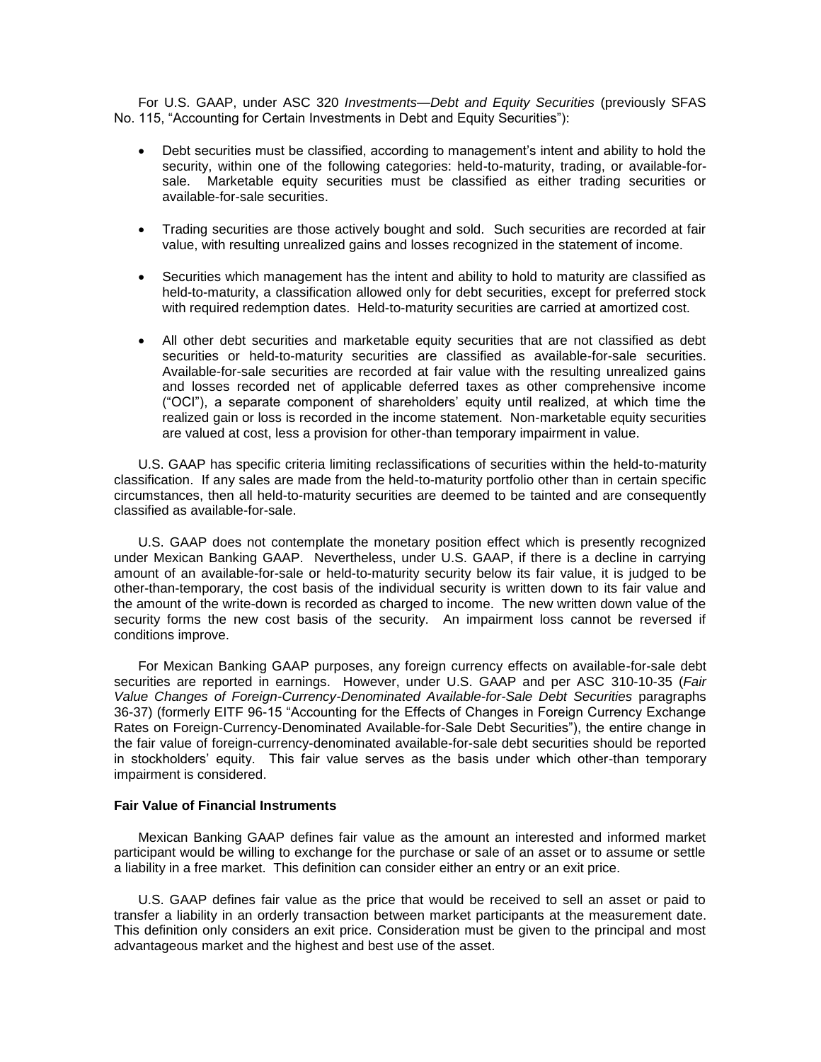For U.S. GAAP, under ASC 320 *Investments—Debt and Equity Securities* (previously SFAS No. 115, "Accounting for Certain Investments in Debt and Equity Securities"):

- Debt securities must be classified, according to management's intent and ability to hold the security, within one of the following categories: held-to-maturity, trading, or available-for-sale. Marketable equity securities must be classified as either trading securities or available-for-sale securities.

- Trading securities are those actively bought and sold. Such securities are recorded at fair value, with resulting unrealized gains and losses recognized in the statement of income.

- Securities which management has the intent and ability to hold to maturity are classified as held-to-maturity, a classification allowed only for debt securities, except for preferred stock with required redemption dates. Held-to-maturity securities are carried at amortized cost.

- All other debt securities and marketable equity securities that are not classified as debt securities or held-to-maturity securities are classified as available-for-sale securities. Available-for-sale securities are recorded at fair value with the resulting unrealized gains and losses recorded net of applicable deferred taxes as other comprehensive income ("OCI"), a separate component of shareholders' equity until realized, at which time the realized gain or loss is recorded in the income statement. Non-marketable equity securities are valued at cost, less a provision for other-than temporary impairment in value.

U.S. GAAP has specific criteria limiting reclassifications of securities within the held-to-maturity classification. If any sales are made from the held-to-maturity portfolio other than in certain specific circumstances, then all held-to-maturity securities are deemed to be tainted and are consequently classified as available-for-sale.

U.S. GAAP does not contemplate the monetary position effect which is presently recognized under Mexican Banking GAAP. Nevertheless, under U.S. GAAP, if there is a decline in carrying amount of an available-for-sale or held-to-maturity security below its fair value, it is judged to be other-than-temporary, the cost basis of the individual security is written down to its fair value and the amount of the write-down is recorded as charged to income. The new written down value of the security forms the new cost basis of the security. An impairment loss cannot be reversed if conditions improve.

For Mexican Banking GAAP purposes, any foreign currency effects on available-for-sale debt securities are reported in earnings. However, under U.S. GAAP and per ASC 310-10-35 (*Fair Value Changes of Foreign-Currency-Denominated Available-for-Sale Debt Securities* paragraphs 36-37) (formerly EITF 96-15 "Accounting for the Effects of Changes in Foreign Currency Exchange Rates on Foreign-Currency-Denominated Available-for-Sale Debt Securities"), the entire change in the fair value of foreign-currency-denominated available-for-sale debt securities should be reported in stockholders' equity. This fair value serves as the basis under which other-than temporary impairment is considered.

**Fair Value of Financial Instruments**

Mexican Banking GAAP defines fair value as the amount an interested and informed market participant would be willing to exchange for the purchase or sale of an asset or to assume or settle a liability in a free market. This definition can consider either an entry or an exit price.

U.S. GAAP defines fair value as the price that would be received to sell an asset or paid to transfer a liability in an orderly transaction between market participants at the measurement date. This definition only considers an exit price. Consideration must be given to the principal and most advantageous market and the highest and best use of the asset.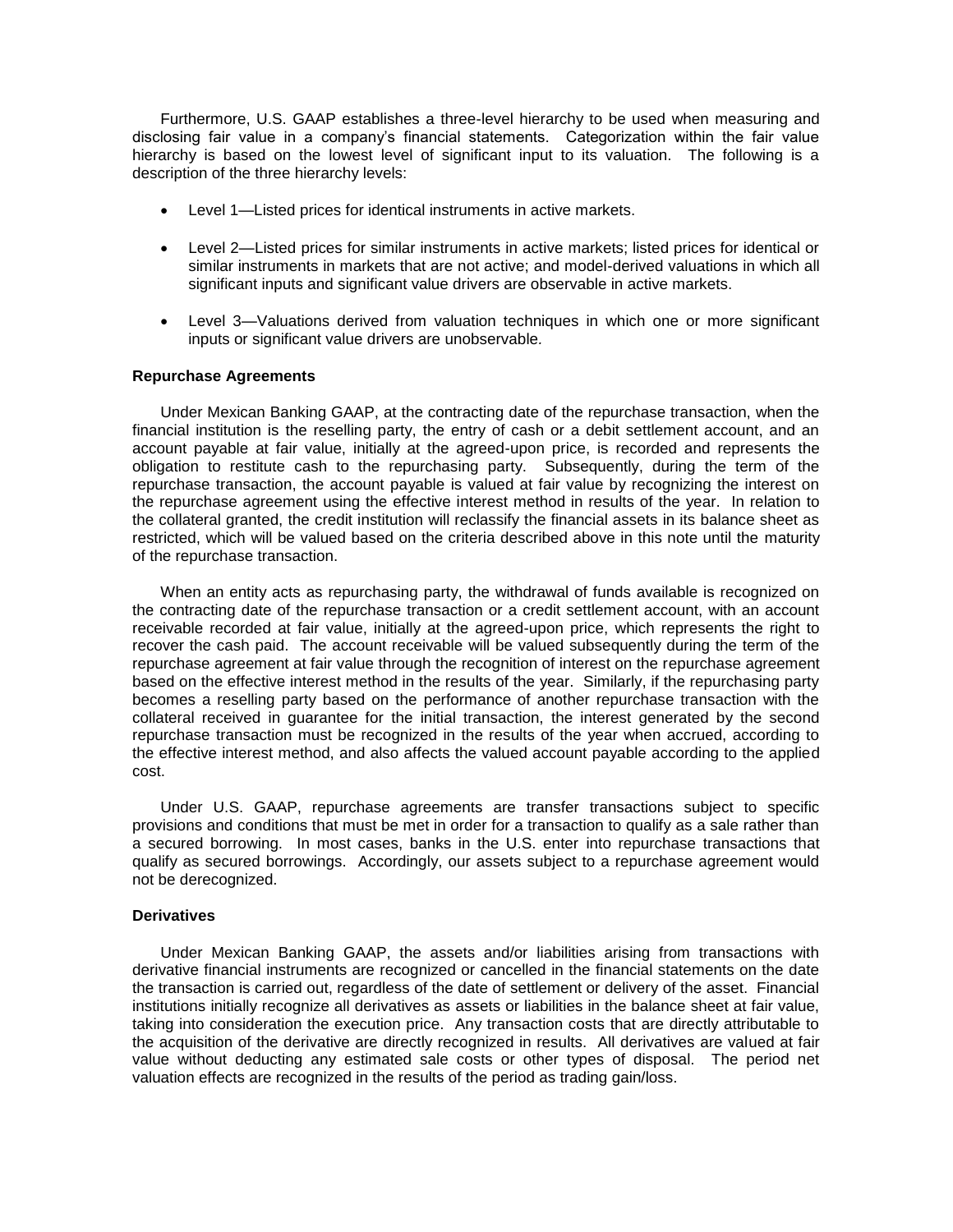Furthermore, U.S. GAAP establishes a three-level hierarchy to be used when measuring and disclosing fair value in a company's financial statements. Categorization within the fair value hierarchy is based on the lowest level of significant input to its valuation. The following is a description of the three hierarchy levels:

- Level 1—Listed prices for identical instruments in active markets.
- Level 2—Listed prices for similar instruments in active markets; listed prices for identical or similar instruments in markets that are not active; and model-derived valuations in which all significant inputs and significant value drivers are observable in active markets.
- Level 3—Valuations derived from valuation techniques in which one or more significant inputs or significant value drivers are unobservable.

**Repurchase Agreements**

Under Mexican Banking GAAP, at the contracting date of the repurchase transaction, when the financial institution is the reselling party, the entry of cash or a debit settlement account, and an account payable at fair value, initially at the agreed-upon price, is recorded and represents the obligation to restitute cash to the repurchasing party. Subsequently, during the term of the repurchase transaction, the account payable is valued at fair value by recognizing the interest on the repurchase agreement using the effective interest method in results of the year. In relation to the collateral granted, the credit institution will reclassify the financial assets in its balance sheet as restricted, which will be valued based on the criteria described above in this note until the maturity of the repurchase transaction.

When an entity acts as repurchasing party, the withdrawal of funds available is recognized on the contracting date of the repurchase transaction or a credit settlement account, with an account receivable recorded at fair value, initially at the agreed-upon price, which represents the right to recover the cash paid. The account receivable will be valued subsequently during the term of the repurchase agreement at fair value through the recognition of interest on the repurchase agreement based on the effective interest method in the results of the year. Similarly, if the repurchasing party becomes a reselling party based on the performance of another repurchase transaction with the collateral received in guarantee for the initial transaction, the interest generated by the second repurchase transaction must be recognized in the results of the year when accrued, according to the effective interest method, and also affects the valued account payable according to the applied cost.

Under U.S. GAAP, repurchase agreements are transfer transactions subject to specific provisions and conditions that must be met in order for a transaction to qualify as a sale rather than a secured borrowing. In most cases, banks in the U.S. enter into repurchase transactions that qualify as secured borrowings. Accordingly, our assets subject to a repurchase agreement would not be derecognized.

**Derivatives**

Under Mexican Banking GAAP, the assets and/or liabilities arising from transactions with derivative financial instruments are recognized or cancelled in the financial statements on the date the transaction is carried out, regardless of the date of settlement or delivery of the asset. Financial institutions initially recognize all derivatives as assets or liabilities in the balance sheet at fair value, taking into consideration the execution price. Any transaction costs that are directly attributable to the acquisition of the derivative are directly recognized in results. All derivatives are valued at fair value without deducting any estimated sale costs or other types of disposal. The period net valuation effects are recognized in the results of the period as trading gain/loss.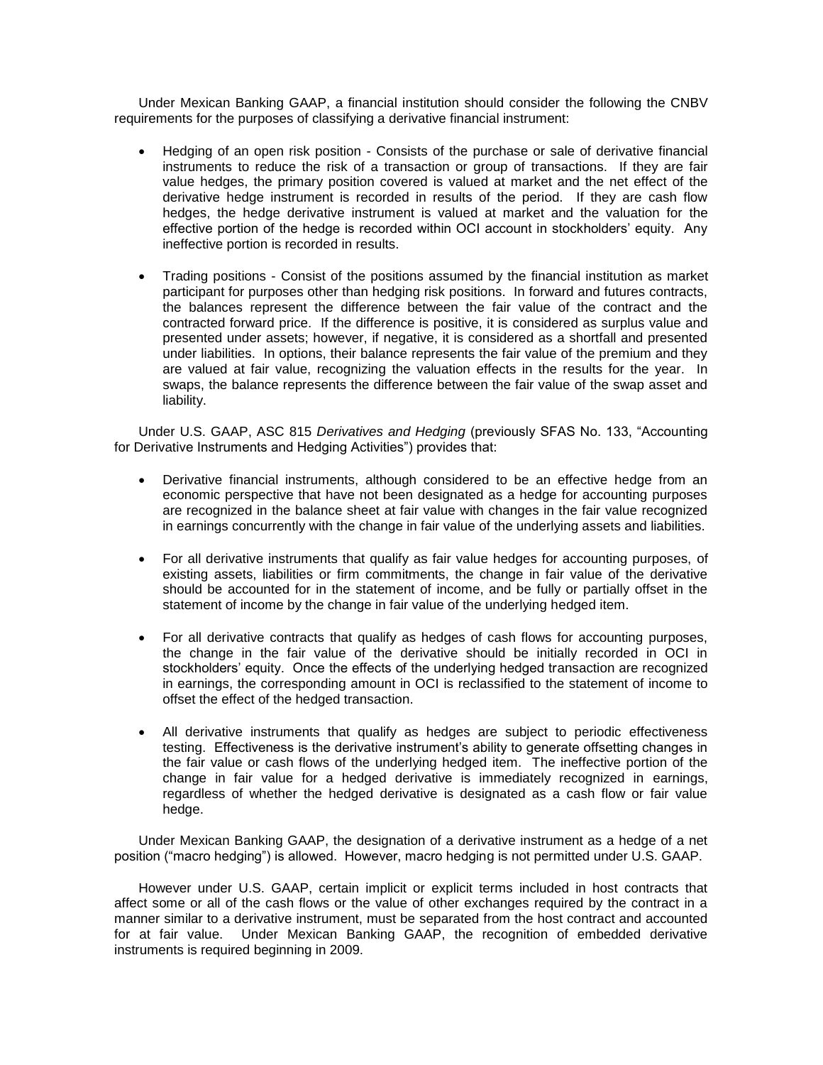Under Mexican Banking GAAP, a financial institution should consider the following the CNBV requirements for the purposes of classifying a derivative financial instrument:

- Hedging of an open risk position - Consists of the purchase or sale of derivative financial instruments to reduce the risk of a transaction or group of transactions. If they are fair value hedges, the primary position covered is valued at market and the net effect of the derivative hedge instrument is recorded in results of the period. If they are cash flow hedges, the hedge derivative instrument is valued at market and the valuation for the effective portion of the hedge is recorded within OCI account in stockholders' equity. Any ineffective portion is recorded in results.

- Trading positions - Consist of the positions assumed by the financial institution as market participant for purposes other than hedging risk positions. In forward and futures contracts, the balances represent the difference between the fair value of the contract and the contracted forward price. If the difference is positive, it is considered as surplus value and presented under assets; however, if negative, it is considered as a shortfall and presented under liabilities. In options, their balance represents the fair value of the premium and they are valued at fair value, recognizing the valuation effects in the results for the year. In swaps, the balance represents the difference between the fair value of the swap asset and liability.

Under U.S. GAAP, ASC 815 *Derivatives and Hedging* (previously SFAS No. 133, "Accounting for Derivative Instruments and Hedging Activities") provides that:

- Derivative financial instruments, although considered to be an effective hedge from an economic perspective that have not been designated as a hedge for accounting purposes are recognized in the balance sheet at fair value with changes in the fair value recognized in earnings concurrently with the change in fair value of the underlying assets and liabilities.

- For all derivative instruments that qualify as fair value hedges for accounting purposes, of existing assets, liabilities or firm commitments, the change in fair value of the derivative should be accounted for in the statement of income, and be fully or partially offset in the statement of income by the change in fair value of the underlying hedged item.

- For all derivative contracts that qualify as hedges of cash flows for accounting purposes, the change in the fair value of the derivative should be initially recorded in OCI in stockholders' equity. Once the effects of the underlying hedged transaction are recognized in earnings, the corresponding amount in OCI is reclassified to the statement of income to offset the effect of the hedged transaction.

- All derivative instruments that qualify as hedges are subject to periodic effectiveness testing. Effectiveness is the derivative instrument's ability to generate offsetting changes in the fair value or cash flows of the underlying hedged item. The ineffective portion of the change in fair value for a hedged derivative is immediately recognized in earnings, regardless of whether the hedged derivative is designated as a cash flow or fair value hedge.

Under Mexican Banking GAAP, the designation of a derivative instrument as a hedge of a net position ("macro hedging") is allowed. However, macro hedging is not permitted under U.S. GAAP.

However under U.S. GAAP, certain implicit or explicit terms included in host contracts that affect some or all of the cash flows or the value of other exchanges required by the contract in a manner similar to a derivative instrument, must be separated from the host contract and accounted for at fair value. Under Mexican Banking GAAP, the recognition of embedded derivative instruments is required beginning in 2009.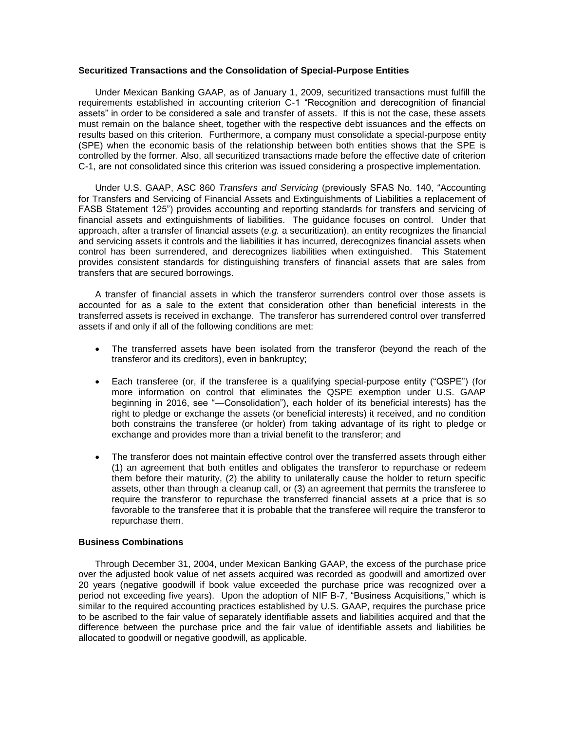**Securitized Transactions and the Consolidation of Special-Purpose Entities**

Under Mexican Banking GAAP, as of January 1, 2009, securitized transactions must fulfill the requirements established in accounting criterion C-1 "Recognition and derecognition of financial assets" in order to be considered a sale and transfer of assets. If this is not the case, these assets must remain on the balance sheet, together with the respective debt issuances and the effects on results based on this criterion. Furthermore, a company must consolidate a special-purpose entity (SPE) when the economic basis of the relationship between both entities shows that the SPE is controlled by the former. Also, all securitized transactions made before the effective date of criterion C-1, are not consolidated since this criterion was issued considering a prospective implementation.

Under U.S. GAAP, ASC 860 *Transfers and Servicing* (previously SFAS No. 140, "Accounting for Transfers and Servicing of Financial Assets and Extinguishments of Liabilities a replacement of FASB Statement 125") provides accounting and reporting standards for transfers and servicing of financial assets and extinguishments of liabilities. The guidance focuses on control. Under that approach, after a transfer of financial assets (*e.g.* a securitization), an entity recognizes the financial and servicing assets it controls and the liabilities it has incurred, derecognizes financial assets when control has been surrendered, and derecognizes liabilities when extinguished. This Statement provides consistent standards for distinguishing transfers of financial assets that are sales from transfers that are secured borrowings.

A transfer of financial assets in which the transferor surrenders control over those assets is accounted for as a sale to the extent that consideration other than beneficial interests in the transferred assets is received in exchange. The transferor has surrendered control over transferred assets if and only if all of the following conditions are met:

- The transferred assets have been isolated from the transferor (beyond the reach of the transferor and its creditors), even in bankruptcy;

- Each transferee (or, if the transferee is a qualifying special-purpose entity ("QSPE") (for more information on control that eliminates the QSPE exemption under U.S. GAAP beginning in 2016, see "—Consolidation"), each holder of its beneficial interests) has the right to pledge or exchange the assets (or beneficial interests) it received, and no condition both constrains the transferee (or holder) from taking advantage of its right to pledge or exchange and provides more than a trivial benefit to the transferor; and

- The transferor does not maintain effective control over the transferred assets through either (1) an agreement that both entitles and obligates the transferor to repurchase or redeem them before their maturity, (2) the ability to unilaterally cause the holder to return specific assets, other than through a cleanup call, or (3) an agreement that permits the transferee to require the transferor to repurchase the transferred financial assets at a price that is so favorable to the transferee that it is probable that the transferee will require the transferor to repurchase them.

**Business Combinations**

Through December 31, 2004, under Mexican Banking GAAP, the excess of the purchase price over the adjusted book value of net assets acquired was recorded as goodwill and amortized over 20 years (negative goodwill if book value exceeded the purchase price was recognized over a period not exceeding five years). Upon the adoption of NIF B-7, "Business Acquisitions," which is similar to the required accounting practices established by U.S. GAAP, requires the purchase price to be ascribed to the fair value of separately identifiable assets and liabilities acquired and that the difference between the purchase price and the fair value of identifiable assets and liabilities be allocated to goodwill or negative goodwill, as applicable.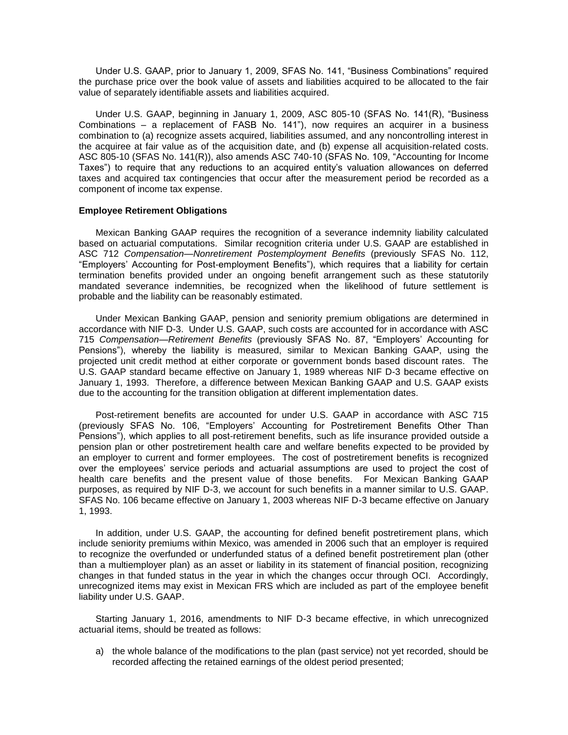Under U.S. GAAP, prior to January 1, 2009, SFAS No. 141, "Business Combinations" required the purchase price over the book value of assets and liabilities acquired to be allocated to the fair value of separately identifiable assets and liabilities acquired.

Under U.S. GAAP, beginning in January 1, 2009, ASC 805-10 (SFAS No. 141(R), "Business Combinations – a replacement of FASB No. 141"), now requires an acquirer in a business combination to (a) recognize assets acquired, liabilities assumed, and any noncontrolling interest in the acquiree at fair value as of the acquisition date, and (b) expense all acquisition-related costs. ASC 805-10 (SFAS No. 141(R)), also amends ASC 740-10 (SFAS No. 109, "Accounting for Income Taxes") to require that any reductions to an acquired entity's valuation allowances on deferred taxes and acquired tax contingencies that occur after the measurement period be recorded as a component of income tax expense.

**Employee Retirement Obligations**

Mexican Banking GAAP requires the recognition of a severance indemnity liability calculated based on actuarial computations. Similar recognition criteria under U.S. GAAP are established in ASC 712 *Compensation—Nonretirement Postemployment Benefits* (previously SFAS No. 112, "Employers' Accounting for Post-employment Benefits"), which requires that a liability for certain termination benefits provided under an ongoing benefit arrangement such as these statutorily mandated severance indemnities, be recognized when the likelihood of future settlement is probable and the liability can be reasonably estimated.

Under Mexican Banking GAAP, pension and seniority premium obligations are determined in accordance with NIF D-3. Under U.S. GAAP, such costs are accounted for in accordance with ASC 715 *Compensation—Retirement Benefits* (previously SFAS No. 87, "Employers' Accounting for Pensions"), whereby the liability is measured, similar to Mexican Banking GAAP, using the projected unit credit method at either corporate or government bonds based discount rates. The U.S. GAAP standard became effective on January 1, 1989 whereas NIF D-3 became effective on January 1, 1993. Therefore, a difference between Mexican Banking GAAP and U.S. GAAP exists due to the accounting for the transition obligation at different implementation dates.

Post-retirement benefits are accounted for under U.S. GAAP in accordance with ASC 715 (previously SFAS No. 106, "Employers' Accounting for Postretirement Benefits Other Than Pensions"), which applies to all post-retirement benefits, such as life insurance provided outside a pension plan or other postretirement health care and welfare benefits expected to be provided by an employer to current and former employees. The cost of postretirement benefits is recognized over the employees' service periods and actuarial assumptions are used to project the cost of health care benefits and the present value of those benefits. For Mexican Banking GAAP purposes, as required by NIF D-3, we account for such benefits in a manner similar to U.S. GAAP. SFAS No. 106 became effective on January 1, 2003 whereas NIF D-3 became effective on January 1, 1993.

In addition, under U.S. GAAP, the accounting for defined benefit postretirement plans, which include seniority premiums within Mexico, was amended in 2006 such that an employer is required to recognize the overfunded or underfunded status of a defined benefit postretirement plan (other than a multiemployer plan) as an asset or liability in its statement of financial position, recognizing changes in that funded status in the year in which the changes occur through OCI. Accordingly, unrecognized items may exist in Mexican FRS which are included as part of the employee benefit liability under U.S. GAAP.

Starting January 1, 2016, amendments to NIF D-3 became effective, in which unrecognized actuarial items, should be treated as follows:

a) the whole balance of the modifications to the plan (past service) not yet recorded, should be recorded affecting the retained earnings of the oldest period presented;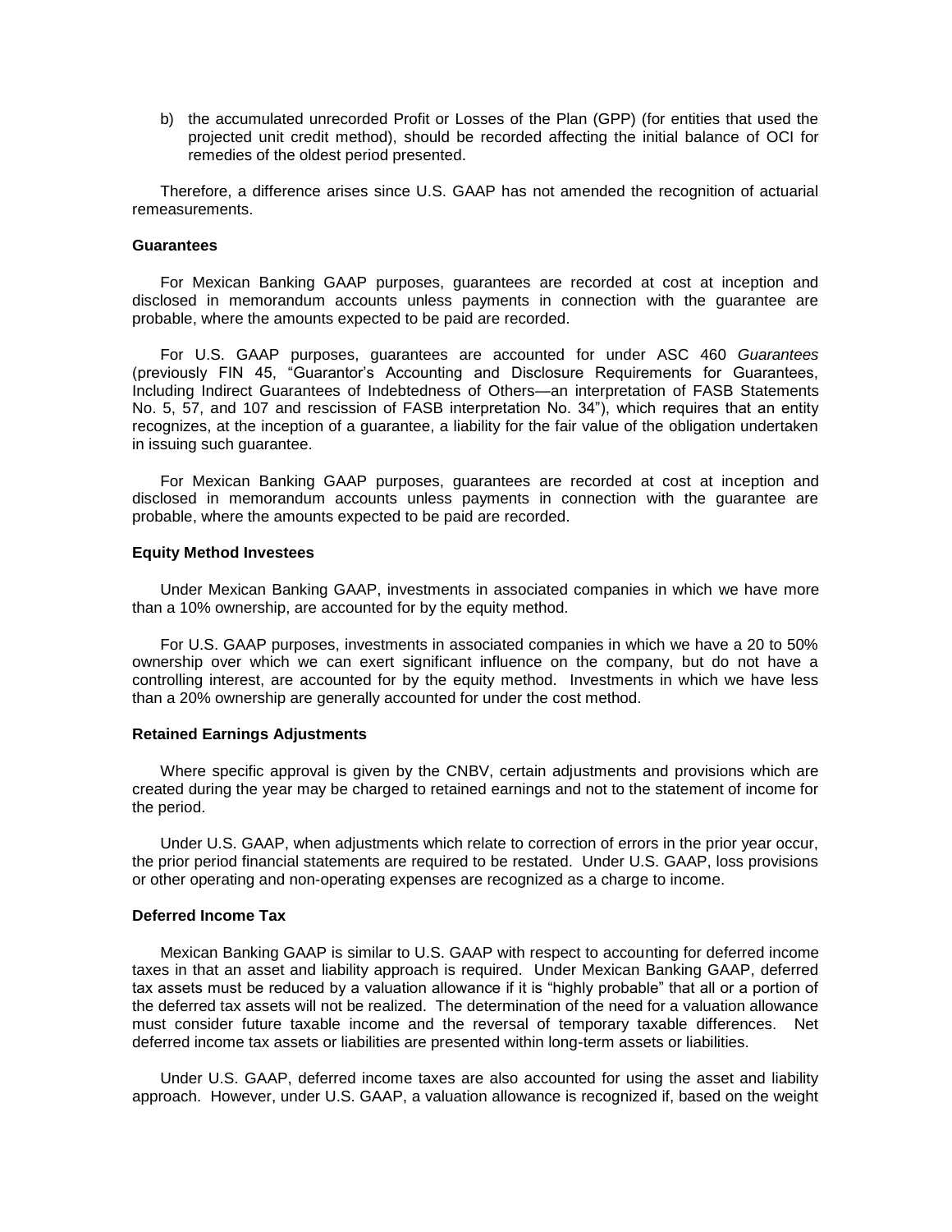b) the accumulated unrecorded Profit or Losses of the Plan (GPP) (for entities that used the projected unit credit method), should be recorded affecting the initial balance of OCI for remedies of the oldest period presented.

Therefore, a difference arises since U.S. GAAP has not amended the recognition of actuarial remeasurements.

**Guarantees**

For Mexican Banking GAAP purposes, guarantees are recorded at cost at inception and disclosed in memorandum accounts unless payments in connection with the guarantee are probable, where the amounts expected to be paid are recorded.

For U.S. GAAP purposes, guarantees are accounted for under ASC 460 *Guarantees* (previously FIN 45, "Guarantor's Accounting and Disclosure Requirements for Guarantees, Including Indirect Guarantees of Indebtedness of Others—an interpretation of FASB Statements No. 5, 57, and 107 and rescission of FASB interpretation No. 34"), which requires that an entity recognizes, at the inception of a guarantee, a liability for the fair value of the obligation undertaken in issuing such guarantee.

For Mexican Banking GAAP purposes, guarantees are recorded at cost at inception and disclosed in memorandum accounts unless payments in connection with the guarantee are probable, where the amounts expected to be paid are recorded.

**Equity Method Investees**

Under Mexican Banking GAAP, investments in associated companies in which we have more than a 10% ownership, are accounted for by the equity method.

For U.S. GAAP purposes, investments in associated companies in which we have a 20 to 50% ownership over which we can exert significant influence on the company, but do not have a controlling interest, are accounted for by the equity method. Investments in which we have less than a 20% ownership are generally accounted for under the cost method.

**Retained Earnings Adjustments**

Where specific approval is given by the CNBV, certain adjustments and provisions which are created during the year may be charged to retained earnings and not to the statement of income for the period.

Under U.S. GAAP, when adjustments which relate to correction of errors in the prior year occur, the prior period financial statements are required to be restated. Under U.S. GAAP, loss provisions or other operating and non-operating expenses are recognized as a charge to income.

**Deferred Income Tax**

Mexican Banking GAAP is similar to U.S. GAAP with respect to accounting for deferred income taxes in that an asset and liability approach is required. Under Mexican Banking GAAP, deferred tax assets must be reduced by a valuation allowance if it is "highly probable" that all or a portion of the deferred tax assets will not be realized. The determination of the need for a valuation allowance must consider future taxable income and the reversal of temporary taxable differences. Net deferred income tax assets or liabilities are presented within long-term assets or liabilities.

Under U.S. GAAP, deferred income taxes are also accounted for using the asset and liability approach. However, under U.S. GAAP, a valuation allowance is recognized if, based on the weight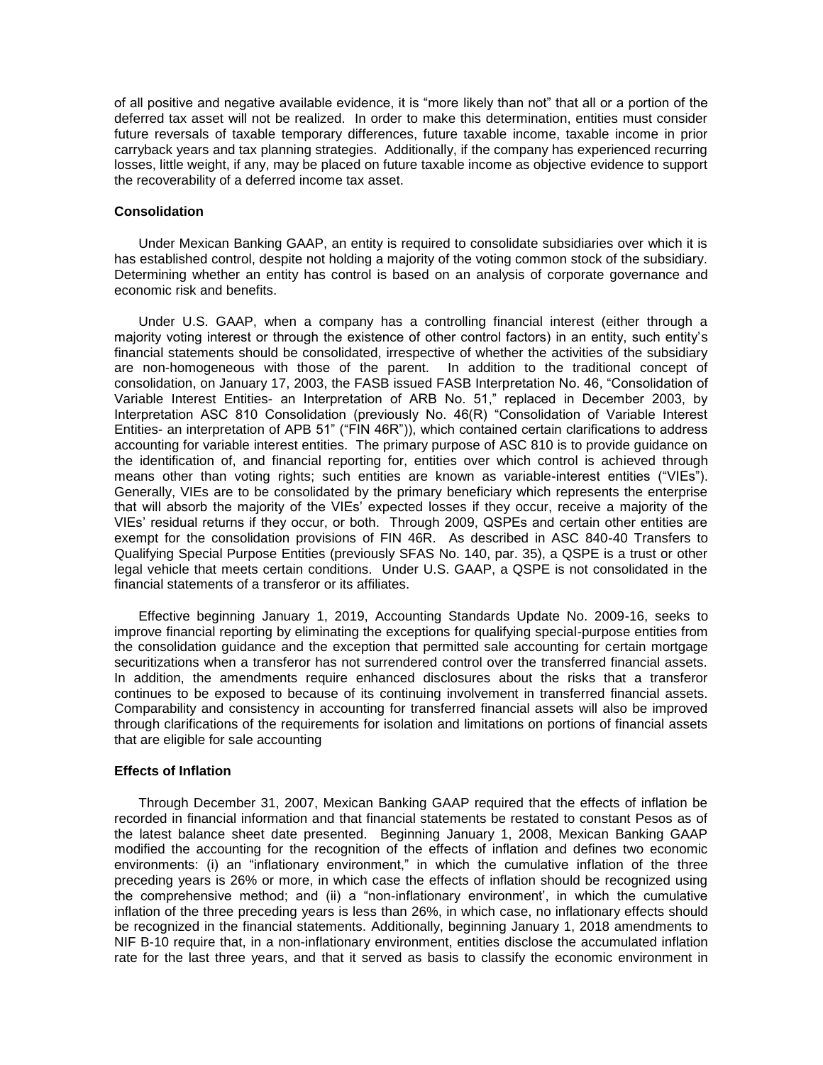of all positive and negative available evidence, it is "more likely than not" that all or a portion of the deferred tax asset will not be realized. In order to make this determination, entities must consider future reversals of taxable temporary differences, future taxable income, taxable income in prior carryback years and tax planning strategies. Additionally, if the company has experienced recurring losses, little weight, if any, may be placed on future taxable income as objective evidence to support the recoverability of a deferred income tax asset.

**Consolidation**

Under Mexican Banking GAAP, an entity is required to consolidate subsidiaries over which it is has established control, despite not holding a majority of the voting common stock of the subsidiary. Determining whether an entity has control is based on an analysis of corporate governance and economic risk and benefits.

Under U.S. GAAP, when a company has a controlling financial interest (either through a majority voting interest or through the existence of other control factors) in an entity, such entity's financial statements should be consolidated, irrespective of whether the activities of the subsidiary are non-homogeneous with those of the parent. In addition to the traditional concept of consolidation, on January 17, 2003, the FASB issued FASB Interpretation No. 46, "Consolidation of Variable Interest Entities- an Interpretation of ARB No. 51," replaced in December 2003, by Interpretation ASC 810 Consolidation (previously No. 46(R) "Consolidation of Variable Interest Entities- an interpretation of APB 51" ("FIN 46R")), which contained certain clarifications to address accounting for variable interest entities. The primary purpose of ASC 810 is to provide guidance on the identification of, and financial reporting for, entities over which control is achieved through means other than voting rights; such entities are known as variable-interest entities ("VIEs"). Generally, VIEs are to be consolidated by the primary beneficiary which represents the enterprise that will absorb the majority of the VIEs' expected losses if they occur, receive a majority of the VIEs' residual returns if they occur, or both. Through 2009, QSPEs and certain other entities are exempt for the consolidation provisions of FIN 46R. As described in ASC 840-40 Transfers to Qualifying Special Purpose Entities (previously SFAS No. 140, par. 35), a QSPE is a trust or other legal vehicle that meets certain conditions. Under U.S. GAAP, a QSPE is not consolidated in the financial statements of a transferor or its affiliates.

Effective beginning January 1, 2019, Accounting Standards Update No. 2009-16, seeks to improve financial reporting by eliminating the exceptions for qualifying special-purpose entities from the consolidation guidance and the exception that permitted sale accounting for certain mortgage securitizations when a transferor has not surrendered control over the transferred financial assets. In addition, the amendments require enhanced disclosures about the risks that a transferor continues to be exposed to because of its continuing involvement in transferred financial assets. Comparability and consistency in accounting for transferred financial assets will also be improved through clarifications of the requirements for isolation and limitations on portions of financial assets that are eligible for sale accounting

**Effects of Inflation**

Through December 31, 2007, Mexican Banking GAAP required that the effects of inflation be recorded in financial information and that financial statements be restated to constant Pesos as of the latest balance sheet date presented. Beginning January 1, 2008, Mexican Banking GAAP modified the accounting for the recognition of the effects of inflation and defines two economic environments: (i) an "inflationary environment," in which the cumulative inflation of the three preceding years is 26% or more, in which case the effects of inflation should be recognized using the comprehensive method; and (ii) a "non-inflationary environment', in which the cumulative inflation of the three preceding years is less than 26%, in which case, no inflationary effects should be recognized in the financial statements. Additionally, beginning January 1, 2018 amendments to NIF B-10 require that, in a non-inflationary environment, entities disclose the accumulated inflation rate for the last three years, and that it served as basis to classify the economic environment in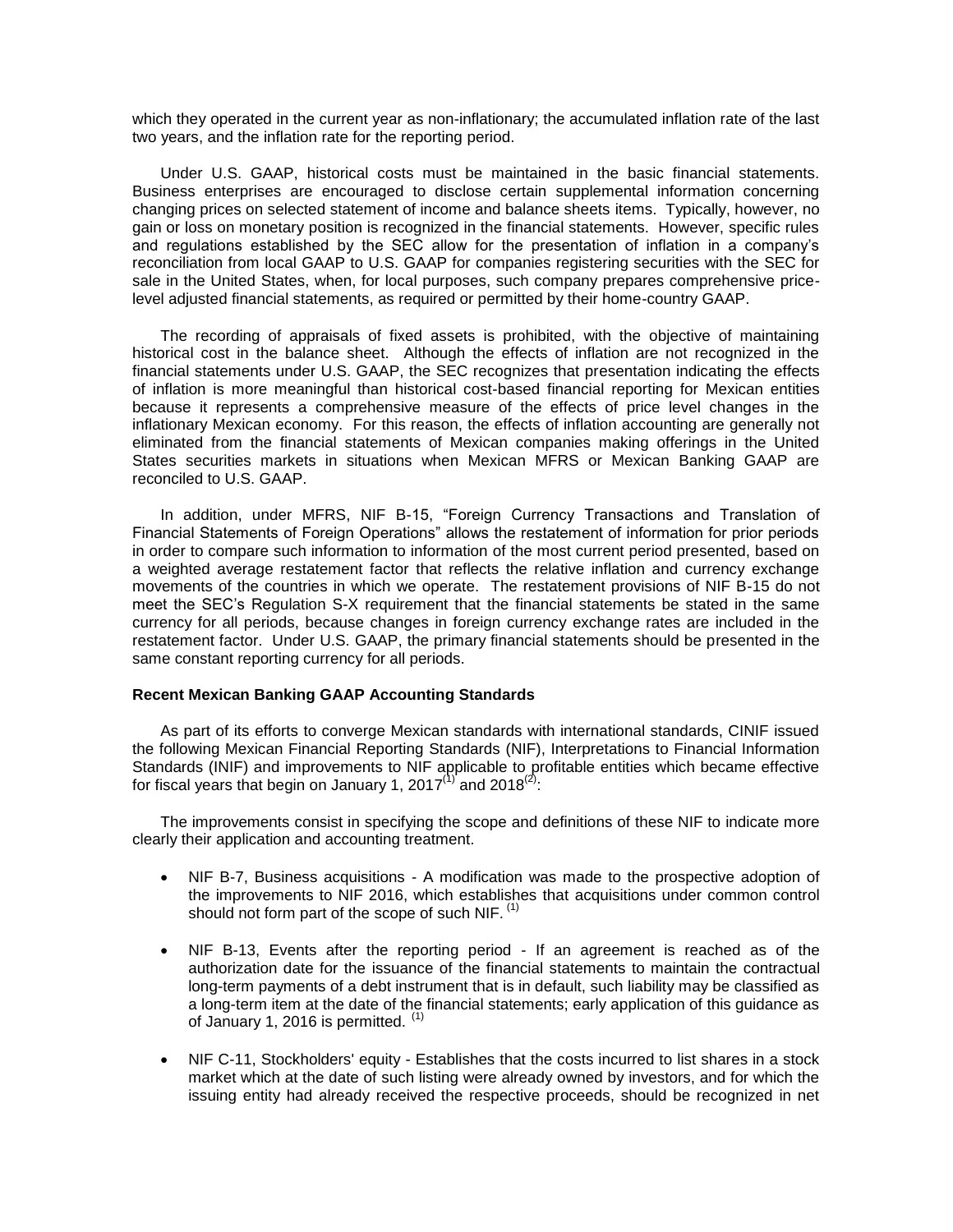which they operated in the current year as non-inflationary; the accumulated inflation rate of the last two years, and the inflation rate for the reporting period.

Under U.S. GAAP, historical costs must be maintained in the basic financial statements. Business enterprises are encouraged to disclose certain supplemental information concerning changing prices on selected statement of income and balance sheets items. Typically, however, no gain or loss on monetary position is recognized in the financial statements. However, specific rules and regulations established by the SEC allow for the presentation of inflation in a company's reconciliation from local GAAP to U.S. GAAP for companies registering securities with the SEC for sale in the United States, when, for local purposes, such company prepares comprehensive price-level adjusted financial statements, as required or permitted by their home-country GAAP.

The recording of appraisals of fixed assets is prohibited, with the objective of maintaining historical cost in the balance sheet. Although the effects of inflation are not recognized in the financial statements under U.S. GAAP, the SEC recognizes that presentation indicating the effects of inflation is more meaningful than historical cost-based financial reporting for Mexican entities because it represents a comprehensive measure of the effects of price level changes in the inflationary Mexican economy. For this reason, the effects of inflation accounting are generally not eliminated from the financial statements of Mexican companies making offerings in the United States securities markets in situations when Mexican MFRS or Mexican Banking GAAP are reconciled to U.S. GAAP.

In addition, under MFRS, NIF B-15, "Foreign Currency Transactions and Translation of Financial Statements of Foreign Operations" allows the restatement of information for prior periods in order to compare such information to information of the most current period presented, based on a weighted average restatement factor that reflects the relative inflation and currency exchange movements of the countries in which we operate. The restatement provisions of NIF B-15 do not meet the SEC's Regulation S-X requirement that the financial statements be stated in the same currency for all periods, because changes in foreign currency exchange rates are included in the restatement factor. Under U.S. GAAP, the primary financial statements should be presented in the same constant reporting currency for all periods.

**Recent Mexican Banking GAAP Accounting Standards**

As part of its efforts to converge Mexican standards with international standards, CINIF issued the following Mexican Financial Reporting Standards (NIF), Interpretations to Financial Information Standards (INIF) and improvements to NIF applicable to profitable entities which became effective for fiscal years that begin on January 1, 2017(1) and 2018(2):

The improvements consist in specifying the scope and definitions of these NIF to indicate more clearly their application and accounting treatment.

- NIF B-7, Business acquisitions - A modification was made to the prospective adoption of the improvements to NIF 2016, which establishes that acquisitions under common control should not form part of the scope of such NIF. (1)
- NIF B-13, Events after the reporting period - If an agreement is reached as of the authorization date for the issuance of the financial statements to maintain the contractual long-term payments of a debt instrument that is in default, such liability may be classified as a long-term item at the date of the financial statements; early application of this guidance as of January 1, 2016 is permitted. (1)
- NIF C-11, Stockholders' equity - Establishes that the costs incurred to list shares in a stock market which at the date of such listing were already owned by investors, and for which the issuing entity had already received the respective proceeds, should be recognized in net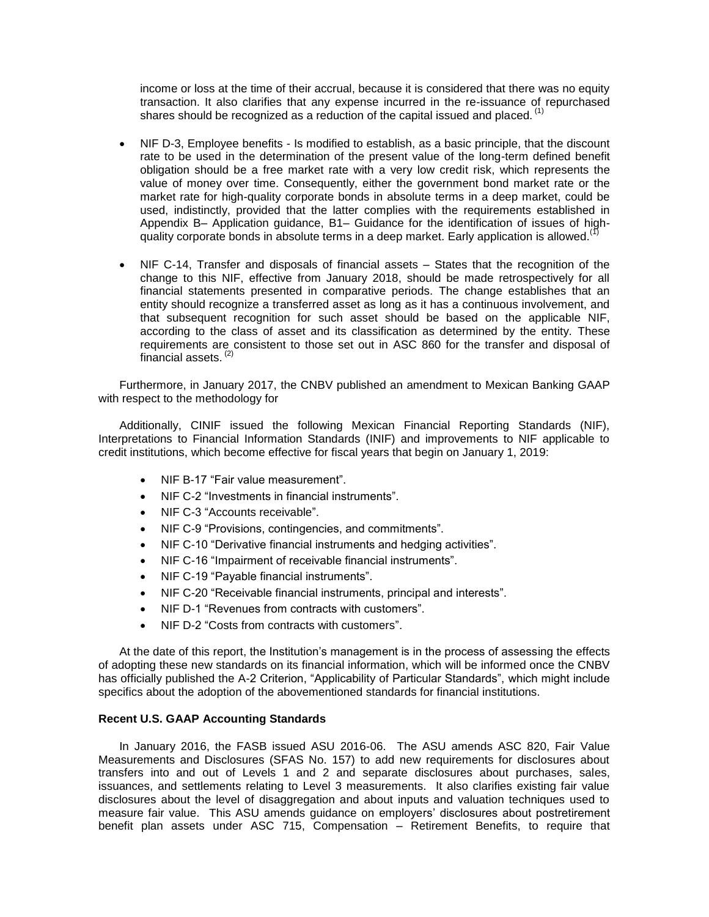income or loss at the time of their accrual, because it is considered that there was no equity transaction. It also clarifies that any expense incurred in the re-issuance of repurchased shares should be recognized as a reduction of the capital issued and placed. [(1)]

- NIF D-3, Employee benefits - Is modified to establish, as a basic principle, that the discount rate to be used in the determination of the present value of the long-term defined benefit obligation should be a free market rate with a very low credit risk, which represents the value of money over time. Consequently, either the government bond market rate or the market rate for high-quality corporate bonds in absolute terms in a deep market, could be used, indistinctly, provided that the latter complies with the requirements established in Appendix B– Application guidance, B1– Guidance for the identification of issues of high-quality corporate bonds in absolute terms in a deep market. Early application is allowed. [(1)]

- NIF C-14, Transfer and disposals of financial assets – States that the recognition of the change to this NIF, effective from January 2018, should be made retrospectively for all financial statements presented in comparative periods. The change establishes that an entity should recognize a transferred asset as long as it has a continuous involvement, and that subsequent recognition for such asset should be based on the applicable NIF, according to the class of asset and its classification as determined by the entity. These requirements are consistent to those set out in ASC 860 for the transfer and disposal of financial assets. [(2)]

Furthermore, in January 2017, the CNBV published an amendment to Mexican Banking GAAP with respect to the methodology for

Additionally, CINIF issued the following Mexican Financial Reporting Standards (NIF), Interpretations to Financial Information Standards (INIF) and improvements to NIF applicable to credit institutions, which become effective for fiscal years that begin on January 1, 2019:

- NIF B-17 "Fair value measurement".
- NIF C-2 "Investments in financial instruments".
- NIF C-3 "Accounts receivable".
- NIF C-9 "Provisions, contingencies, and commitments".
- NIF C-10 "Derivative financial instruments and hedging activities".
- NIF C-16 "Impairment of receivable financial instruments".
- NIF C-19 "Payable financial instruments".
- NIF C-20 "Receivable financial instruments, principal and interests".
- NIF D-1 "Revenues from contracts with customers".
- NIF D-2 "Costs from contracts with customers".

At the date of this report, the Institution's management is in the process of assessing the effects of adopting these new standards on its financial information, which will be informed once the CNBV has officially published the A-2 Criterion, "Applicability of Particular Standards", which might include specifics about the adoption of the abovementioned standards for financial institutions.

**Recent U.S. GAAP Accounting Standards**

In January 2016, the FASB issued ASU 2016-06. The ASU amends ASC 820, Fair Value Measurements and Disclosures (SFAS No. 157) to add new requirements for disclosures about transfers into and out of Levels 1 and 2 and separate disclosures about purchases, sales, issuances, and settlements relating to Level 3 measurements. It also clarifies existing fair value disclosures about the level of disaggregation and about inputs and valuation techniques used to measure fair value. This ASU amends guidance on employers' disclosures about postretirement benefit plan assets under ASC 715, Compensation – Retirement Benefits, to require that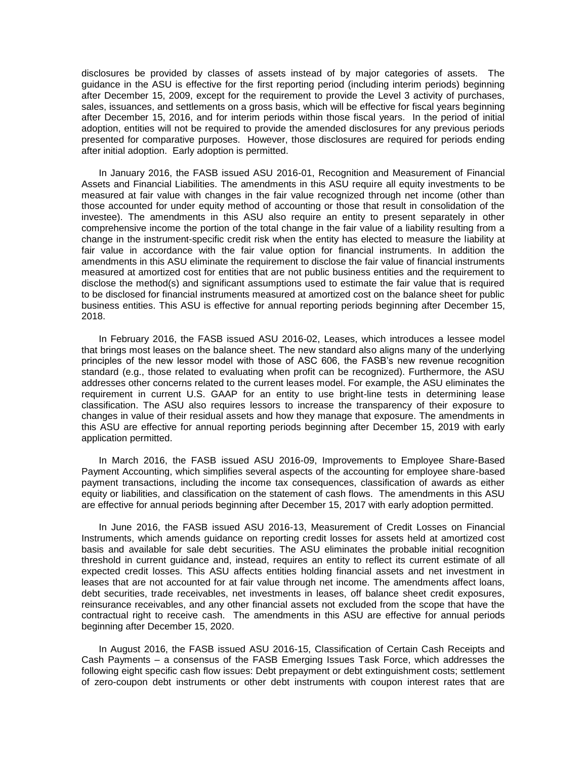disclosures be provided by classes of assets instead of by major categories of assets. The guidance in the ASU is effective for the first reporting period (including interim periods) beginning after December 15, 2009, except for the requirement to provide the Level 3 activity of purchases, sales, issuances, and settlements on a gross basis, which will be effective for fiscal years beginning after December 15, 2016, and for interim periods within those fiscal years. In the period of initial adoption, entities will not be required to provide the amended disclosures for any previous periods presented for comparative purposes. However, those disclosures are required for periods ending after initial adoption. Early adoption is permitted.

In January 2016, the FASB issued ASU 2016-01, Recognition and Measurement of Financial Assets and Financial Liabilities. The amendments in this ASU require all equity investments to be measured at fair value with changes in the fair value recognized through net income (other than those accounted for under equity method of accounting or those that result in consolidation of the investee). The amendments in this ASU also require an entity to present separately in other comprehensive income the portion of the total change in the fair value of a liability resulting from a change in the instrument-specific credit risk when the entity has elected to measure the liability at fair value in accordance with the fair value option for financial instruments. In addition the amendments in this ASU eliminate the requirement to disclose the fair value of financial instruments measured at amortized cost for entities that are not public business entities and the requirement to disclose the method(s) and significant assumptions used to estimate the fair value that is required to be disclosed for financial instruments measured at amortized cost on the balance sheet for public business entities. This ASU is effective for annual reporting periods beginning after December 15, 2018.

In February 2016, the FASB issued ASU 2016-02, Leases, which introduces a lessee model that brings most leases on the balance sheet. The new standard also aligns many of the underlying principles of the new lessor model with those of ASC 606, the FASB's new revenue recognition standard (e.g., those related to evaluating when profit can be recognized). Furthermore, the ASU addresses other concerns related to the current leases model. For example, the ASU eliminates the requirement in current U.S. GAAP for an entity to use bright-line tests in determining lease classification. The ASU also requires lessors to increase the transparency of their exposure to changes in value of their residual assets and how they manage that exposure. The amendments in this ASU are effective for annual reporting periods beginning after December 15, 2019 with early application permitted.

In March 2016, the FASB issued ASU 2016-09, Improvements to Employee Share-Based Payment Accounting, which simplifies several aspects of the accounting for employee share-based payment transactions, including the income tax consequences, classification of awards as either equity or liabilities, and classification on the statement of cash flows. The amendments in this ASU are effective for annual periods beginning after December 15, 2017 with early adoption permitted.

In June 2016, the FASB issued ASU 2016-13, Measurement of Credit Losses on Financial Instruments, which amends guidance on reporting credit losses for assets held at amortized cost basis and available for sale debt securities. The ASU eliminates the probable initial recognition threshold in current guidance and, instead, requires an entity to reflect its current estimate of all expected credit losses. This ASU affects entities holding financial assets and net investment in leases that are not accounted for at fair value through net income. The amendments affect loans, debt securities, trade receivables, net investments in leases, off balance sheet credit exposures, reinsurance receivables, and any other financial assets not excluded from the scope that have the contractual right to receive cash. The amendments in this ASU are effective for annual periods beginning after December 15, 2020.

In August 2016, the FASB issued ASU 2016-15, Classification of Certain Cash Receipts and Cash Payments – a consensus of the FASB Emerging Issues Task Force, which addresses the following eight specific cash flow issues: Debt prepayment or debt extinguishment costs; settlement of zero-coupon debt instruments or other debt instruments with coupon interest rates that are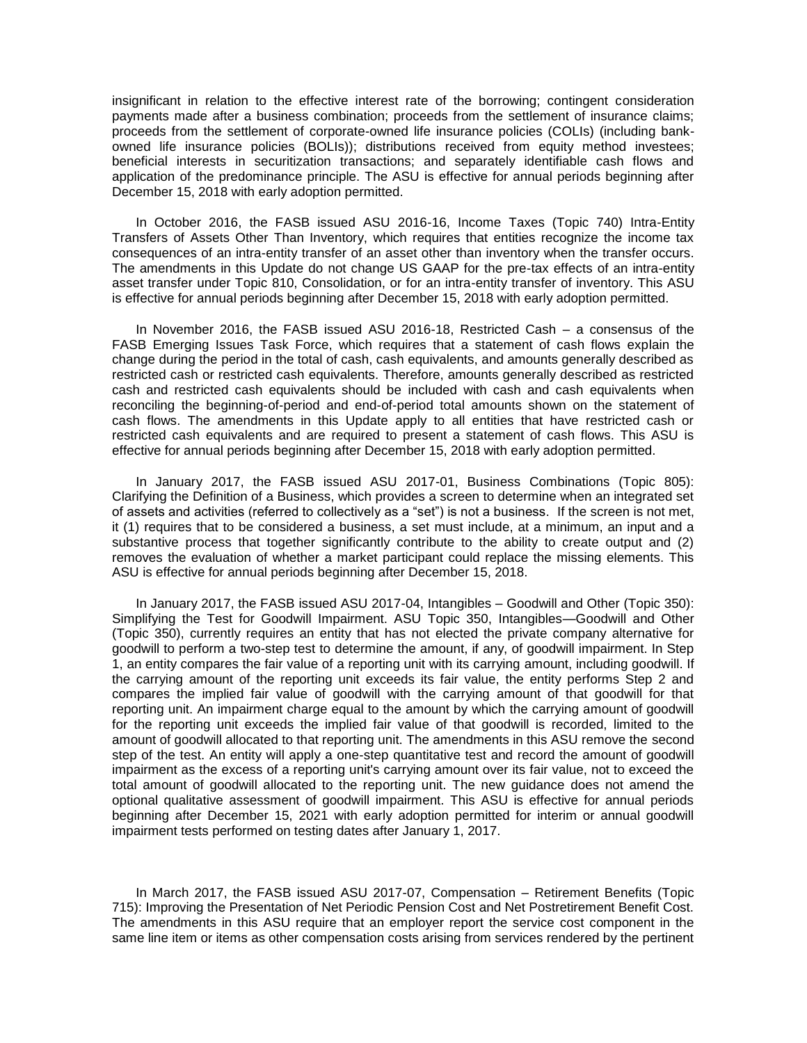insignificant in relation to the effective interest rate of the borrowing; contingent consideration payments made after a business combination; proceeds from the settlement of insurance claims; proceeds from the settlement of corporate-owned life insurance policies (COLIs) (including bank-owned life insurance policies (BOLIs)); distributions received from equity method investees; beneficial interests in securitization transactions; and separately identifiable cash flows and application of the predominance principle. The ASU is effective for annual periods beginning after December 15, 2018 with early adoption permitted.

In October 2016, the FASB issued ASU 2016-16, Income Taxes (Topic 740) Intra-Entity Transfers of Assets Other Than Inventory, which requires that entities recognize the income tax consequences of an intra-entity transfer of an asset other than inventory when the transfer occurs. The amendments in this Update do not change US GAAP for the pre-tax effects of an intra-entity asset transfer under Topic 810, Consolidation, or for an intra-entity transfer of inventory. This ASU is effective for annual periods beginning after December 15, 2018 with early adoption permitted.

In November 2016, the FASB issued ASU 2016-18, Restricted Cash – a consensus of the FASB Emerging Issues Task Force, which requires that a statement of cash flows explain the change during the period in the total of cash, cash equivalents, and amounts generally described as restricted cash or restricted cash equivalents. Therefore, amounts generally described as restricted cash and restricted cash equivalents should be included with cash and cash equivalents when reconciling the beginning-of-period and end-of-period total amounts shown on the statement of cash flows. The amendments in this Update apply to all entities that have restricted cash or restricted cash equivalents and are required to present a statement of cash flows. This ASU is effective for annual periods beginning after December 15, 2018 with early adoption permitted.

In January 2017, the FASB issued ASU 2017-01, Business Combinations (Topic 805): Clarifying the Definition of a Business, which provides a screen to determine when an integrated set of assets and activities (referred to collectively as a "set") is not a business. If the screen is not met, it (1) requires that to be considered a business, a set must include, at a minimum, an input and a substantive process that together significantly contribute to the ability to create output and (2) removes the evaluation of whether a market participant could replace the missing elements. This ASU is effective for annual periods beginning after December 15, 2018.

In January 2017, the FASB issued ASU 2017-04, Intangibles – Goodwill and Other (Topic 350): Simplifying the Test for Goodwill Impairment. ASU Topic 350, Intangibles—Goodwill and Other (Topic 350), currently requires an entity that has not elected the private company alternative for goodwill to perform a two-step test to determine the amount, if any, of goodwill impairment. In Step 1, an entity compares the fair value of a reporting unit with its carrying amount, including goodwill. If the carrying amount of the reporting unit exceeds its fair value, the entity performs Step 2 and compares the implied fair value of goodwill with the carrying amount of that goodwill for that reporting unit. An impairment charge equal to the amount by which the carrying amount of goodwill for the reporting unit exceeds the implied fair value of that goodwill is recorded, limited to the amount of goodwill allocated to that reporting unit. The amendments in this ASU remove the second step of the test. An entity will apply a one-step quantitative test and record the amount of goodwill impairment as the excess of a reporting unit's carrying amount over its fair value, not to exceed the total amount of goodwill allocated to the reporting unit. The new guidance does not amend the optional qualitative assessment of goodwill impairment. This ASU is effective for annual periods beginning after December 15, 2021 with early adoption permitted for interim or annual goodwill impairment tests performed on testing dates after January 1, 2017.

In March 2017, the FASB issued ASU 2017-07, Compensation – Retirement Benefits (Topic 715): Improving the Presentation of Net Periodic Pension Cost and Net Postretirement Benefit Cost. The amendments in this ASU require that an employer report the service cost component in the same line item or items as other compensation costs arising from services rendered by the pertinent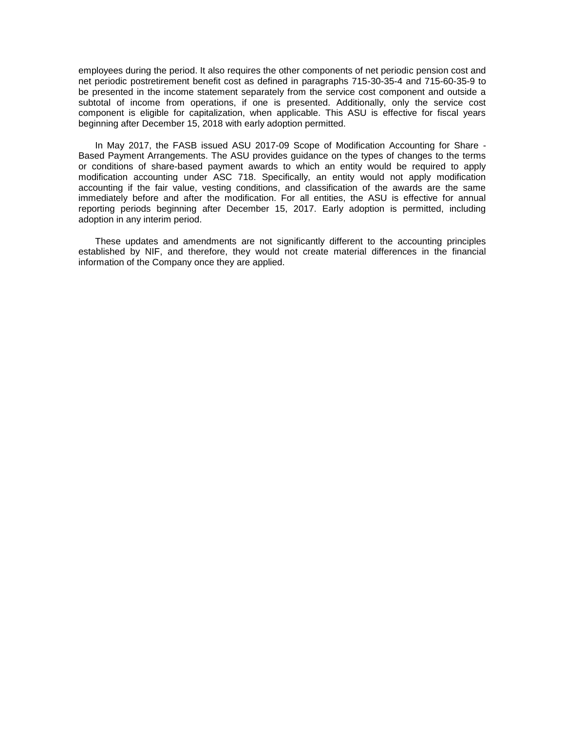employees during the period. It also requires the other components of net periodic pension cost and net periodic postretirement benefit cost as defined in paragraphs 715-30-35-4 and 715-60-35-9 to be presented in the income statement separately from the service cost component and outside a subtotal of income from operations, if one is presented. Additionally, only the service cost component is eligible for capitalization, when applicable. This ASU is effective for fiscal years beginning after December 15, 2018 with early adoption permitted.

In May 2017, the FASB issued ASU 2017-09 Scope of Modification Accounting for Share - Based Payment Arrangements. The ASU provides guidance on the types of changes to the terms or conditions of share-based payment awards to which an entity would be required to apply modification accounting under ASC 718. Specifically, an entity would not apply modification accounting if the fair value, vesting conditions, and classification of the awards are the same immediately before and after the modification. For all entities, the ASU is effective for annual reporting periods beginning after December 15, 2017. Early adoption is permitted, including adoption in any interim period.

These updates and amendments are not significantly different to the accounting principles established by NIF, and therefore, they would not create material differences in the financial information of the Company once they are applied.